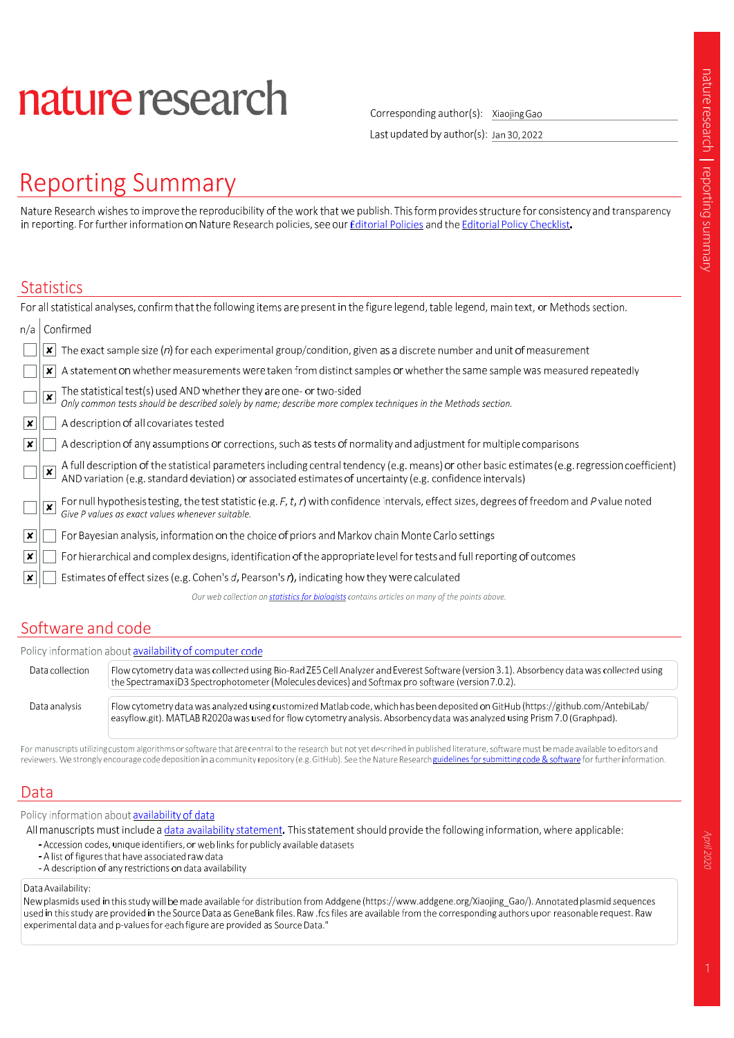# nature research

Corresponding author(s): Xiaojing Gao

Last updated by author(s): Jan 30, 2022

# Reporting Summary

Nature Research wishes to improve the reproducibility of the work that we publish. This form provides structure for consistency and transparency in reporting. For further information on Nature Research policies, see our Editorial Policies and the Editorial Policy Checklist.

## Statistics

For all statistical analyses, confirm that the following items are present in the figure legend, table legend, main text, or Methods section.

| n/a | Confirmed | |
|---|---|---|
| ☐ | ☒ | The exact sample size ($n$) for each experimental group/condition, given as a discrete number and unit of measurement |
| ☐ | ☒ | A statement on whether measurements were taken from distinct samples or whether the same sample was measured repeatedly |
| ☐ | ☒ | The statistical test(s) used AND whether they are one- or two-sided<br>*Only common tests should be described solely by name; describe more complex techniques in the Methods section.* |
| ☒ | ☐ | A description of all covariates tested |
| ☒ | ☐ | A description of any assumptions or corrections, such as tests of normality and adjustment for multiple comparisons |
| ☐ | ☒ | A full description of the statistical parameters including central tendency (e.g. means) or other basic estimates (e.g. regression coefficient) AND variation (e.g. standard deviation) or associated estimates of uncertainty (e.g. confidence intervals) |
| ☐ | ☒ | For null hypothesis testing, the test statistic (e.g. $F$, $t$, $r$) with confidence intervals, effect sizes, degrees of freedom and $P$ value noted<br>*Give P values as exact values whenever suitable.* |
| ☒ | ☐ | For Bayesian analysis, information on the choice of priors and Markov chain Monte Carlo settings |
| ☒ | ☐ | For hierarchical and complex designs, identification of the appropriate level for tests and full reporting of outcomes |
| ☒ | ☐ | Estimates of effect sizes (e.g. Cohen's $d$, Pearson's $r$), indicating how they were calculated |

*Our web collection on statistics for biologists contains articles on many of the points above.*

## Software and code

Policy information about availability of computer code

| | |
|---|---|
| Data collection | Flow cytometry data was collected using Bio-Rad ZE5 Cell Analyzer and Everest Software (version 3.1). Absorbency data was collected using the SpectramaxiD3 Spectrophotometer (Molecules devices) and Softmax pro software (version 7.0.2). |
| Data analysis | Flow cytometry data was analyzed using customized Matlab code, which has been deposited on GitHub (https://github.com/AntebiLab/easyflow.git). MATLAB R2020a was used for flow cytometry analysis. Absorbency data was analyzed using Prism 7.0 (Graphpad). |

For manuscripts utilizing custom algorithms or software that are central to the research but not yet described in published literature, software must be made available to editors and reviewers. We strongly encourage code deposition in a community repository (e.g. GitHub). See the Nature Research guidelines for submitting code & software for further information.

## Data

Policy information about availability of data

All manuscripts must include a data availability statement. This statement should provide the following information, where applicable:

- Accession codes, unique identifiers, or web links for publicly available datasets
- A list of figures that have associated raw data
- A description of any restrictions on data availability

Data Availability:
New plasmids used in this study will be made available for distribution from Addgene (https://www.addgene.org/Xiaojing_Gao/). Annotated plasmid sequences used in this study are provided in the Source Data as GeneBank files. Raw .fcs files are available from the corresponding authors upon reasonable request. Raw experimental data and p-values for each figure are provided as Source Data."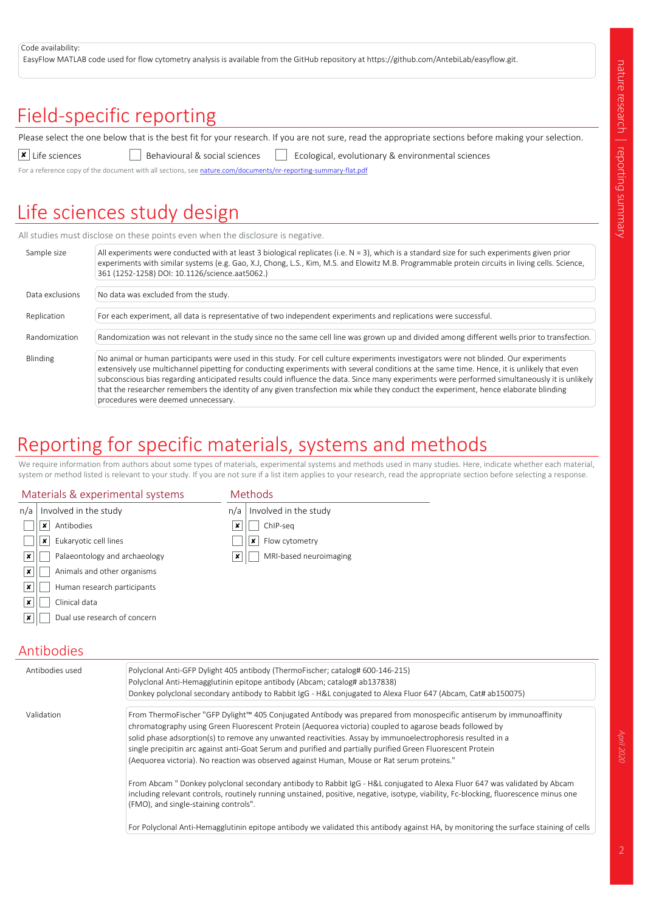Code availability:
EasyFlow MATLAB code used for flow cytometry analysis is available from the GitHub repository at https://github.com/AntebiLab/easyflow.git.

# Field-specific reporting

Please select the one below that is the best fit for your research. If you are not sure, read the appropriate sections before making your selection.

- [x] Life sciences
- [ ] Behavioural & social sciences
- [ ] Ecological, evolutionary & environmental sciences

For a reference copy of the document with all sections, see nature.com/documents/nr-reporting-summary-flat.pdf

# Life sciences study design

All studies must disclose on these points even when the disclosure is negative.

| | |
|---|---|
| Sample size | All experiments were conducted with at least 3 biological replicates (i.e. N = 3), which is a standard size for such experiments given prior experiments with similar systems (e.g. Gao, X.J, Chong, L.S., Kim, M.S. and Elowitz M.B. Programmable protein circuits in living cells. Science, 361 (1252-1258) DOI: 10.1126/science.aat5062.) |
| Data exclusions | No data was excluded from the study. |
| Replication | For each experiment, all data is representative of two independent experiments and replications were successful. |
| Randomization | Randomization was not relevant in the study since no the same cell line was grown up and divided among different wells prior to transfection. |
| Blinding | No animal or human participants were used in this study. For cell culture experiments investigators were not blinded. Our experiments extensively use multichannel pipetting for conducting experiments with several conditions at the same time. Hence, it is unlikely that even subconscious bias regarding anticipated results could influence the data. Since many experiments were performed simultaneously it is unlikely that the researcher remembers the identity of any given transfection mix while they conduct the experiment, hence elaborate blinding procedures were deemed unnecessary. |

# Reporting for specific materials, systems and methods

We require information from authors about some types of materials, experimental systems and methods used in many studies. Here, indicate whether each material, system or method listed is relevant to your study. If you are not sure if a list item applies to your research, read the appropriate section before selecting a response.

### Materials & experimental systems

| n/a | Involved in the study |
|---|---|
| | [x] Antibodies |
| | [x] Eukaryotic cell lines |
| [x] | Palaeontology and archaeology |
| [x] | Animals and other organisms |
| [x] | Human research participants |
| [x] | Clinical data |
| [x] | Dual use research of concern |

### Methods

| n/a | Involved in the study |
|---|---|
| [x] | ChIP-seq |
| | [x] Flow cytometry |
| [x] | MRI-based neuroimaging |

## Antibodies

| | |
|---|---|
| Antibodies used | Polyclonal Anti-GFP Dylight 405 antibody (ThermoFischer; catalog# 600-146-215)<br>Polyclonal Anti-Hemagglutinin epitope antibody (Abcam; catalog# ab137838)<br>Donkey polyclonal secondary antibody to Rabbit IgG - H&L conjugated to Alexa Fluor 647 (Abcam, Cat# ab150075) |
| Validation | From ThermoFischer "GFP Dylight™ 405 Conjugated Antibody was prepared from monospecific antiserum by immunoaffinity chromatography using Green Fluorescent Protein (Aequorea victoria) coupled to agarose beads followed by solid phase adsorption(s) to remove any unwanted reactivities. Assay by immunoelectrophoresis resulted in a single precipitin arc against anti-Goat Serum and purified and partially purified Green Fluorescent Protein (Aequorea victoria). No reaction was observed against Human, Mouse or Rat serum proteins."<br><br>From Abcam " Donkey polyclonal secondary antibody to Rabbit IgG - H&L conjugated to Alexa Fluor 647 was validated by Abcam including relevant controls, routinely running unstained, positive, negative, isotype, viability, Fc-blocking, fluorescence minus one (FMO), and single-staining controls".<br><br>For Polyclonal Anti-Hemagglutinin epitope antibody we validated this antibody against HA, by monitoring the surface staining of cells |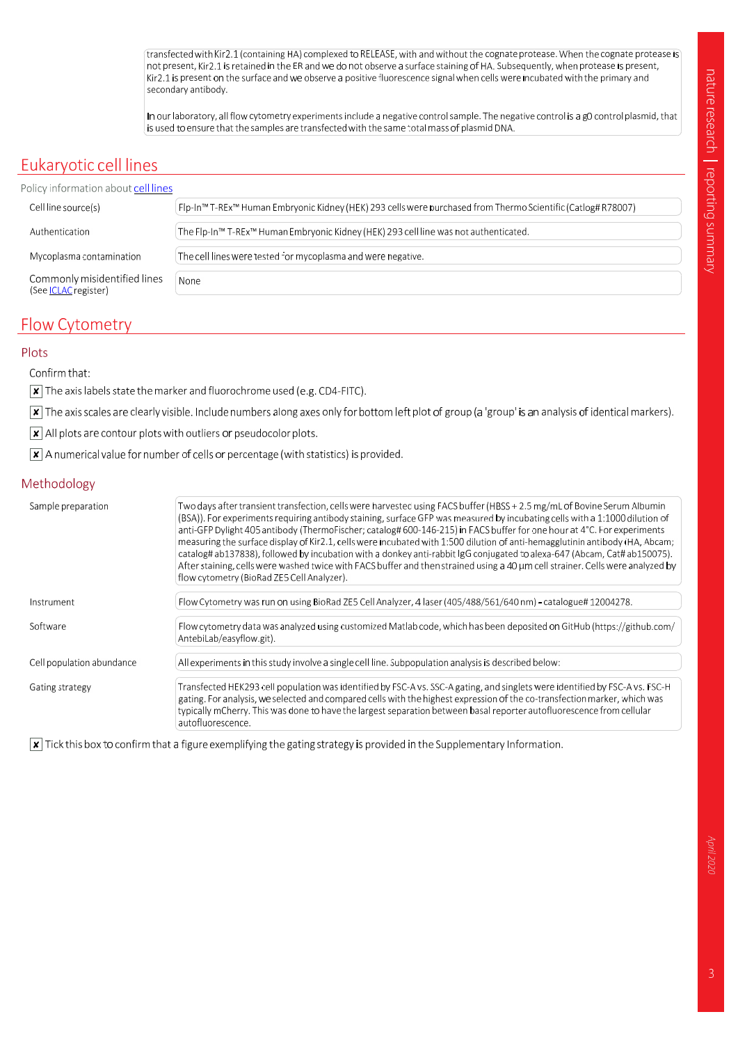transfected with Kir2.1 (containing HA) complexed to RELEASE, with and without the cognate protease. When the cognate protease is not present, Kir2.1 is retained in the ER and we do not observe a surface staining of HA. Subsequently, when protease is present, Kir2.1 is present on the surface and we observe a positive fluorescence signal when cells were incubated with the primary and secondary antibody.

In our laboratory, all flow cytometry experiments include a negative control sample. The negative control is a g0 control plasmid, that is used to ensure that the samples are transfected with the same total mass of plasmid DNA.

## Eukaryotic cell lines

Policy information about cell lines

| | |
|---|---|
| Cell line source(s) | Flp-In™ T-REx™ Human Embryonic Kidney (HEK) 293 cells were purchased from Thermo Scientific (Catlog# R78007) |
| Authentication | The Flp-In™ T-REx™ Human Embryonic Kidney (HEK) 293 cell line was not authenticated. |
| Mycoplasma contamination | The cell lines were tested for mycoplasma and were negative. |
| Commonly misidentified lines (See ICLAC register) | None |

## Flow Cytometry

### Plots

Confirm that:

- [x] The axis labels state the marker and fluorochrome used (e.g. CD4-FITC).
- [x] The axis scales are clearly visible. Include numbers along axes only for bottom left plot of group (a 'group' is an analysis of identical markers).
- [x] All plots are contour plots with outliers or pseudocolor plots.
- [x] A numerical value for number of cells or percentage (with statistics) is provided.

### Methodology

| | |
|---|---|
| Sample preparation | Two days after transient transfection, cells were harvested using FACS buffer (HBSS + 2.5 mg/mL of Bovine Serum Albumin (BSA)). For experiments requiring antibody staining, surface GFP was measured by incubating cells with a 1:1000 dilution of anti-GFP Dylight 405 antibody (ThermoFischer; catalog# 600-146-215) in FACS buffer for one hour at 4°C. For experiments measuring the surface display of Kir2.1, cells were incubated with 1:500 dilution of anti-hemagglutinin antibody (HA, Abcam; catalog# ab137838), followed by incubation with a donkey anti-rabbit IgG conjugated to alexa-647 (Abcam, Cat# ab150075). After staining, cells were washed twice with FACS buffer and then strained using a 40 µm cell strainer. Cells were analyzed by flow cytometry (BioRad ZE5 Cell Analyzer). |
| Instrument | Flow Cytometry was run on using BioRad ZE5 Cell Analyzer, 4 laser (405/488/561/640 nm) - catalogue# 12004278. |
| Software | Flow cytometry data was analyzed using customized Matlab code, which has been deposited on GitHub (https://github.com/AntebiLab/easyflow.git). |
| Cell population abundance | All experiments in this study involve a single cell line. Subpopulation analysis is described below: |
| Gating strategy | Transfected HEK293 cell population was identified by FSC-A vs. SSC-A gating, and singlets were identified by FSC-A vs. FSC-H gating. For analysis, we selected and compared cells with the highest expression of the co-transfection marker, which was typically mCherry. This was done to have the largest separation between basal reporter autofluorescence from cellular autofluorescence. |

- [x] Tick this box to confirm that a figure exemplifying the gating strategy is provided in the Supplementary Information.